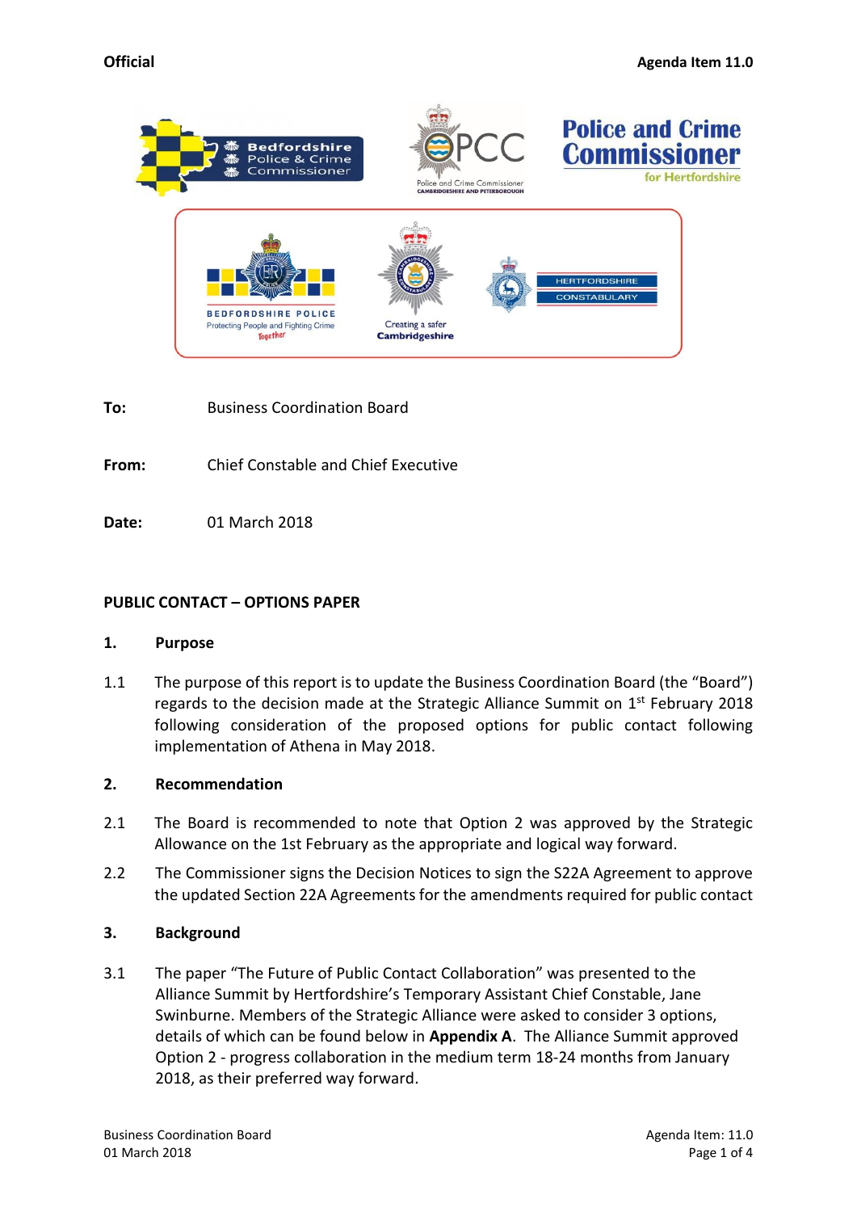Official

Agenda Item 11.0

**To:** Business Coordination Board

**From:** Chief Constable and Chief Executive

**Date:** 01 March 2018

**PUBLIC CONTACT – OPTIONS PAPER**

## 1. Purpose

1.1 The purpose of this report is to update the Business Coordination Board (the "Board") regards to the decision made at the Strategic Alliance Summit on 1st February 2018 following consideration of the proposed options for public contact following implementation of Athena in May 2018.

## 2. Recommendation

2.1 The Board is recommended to note that Option 2 was approved by the Strategic Allowance on the 1st February as the appropriate and logical way forward.

2.2 The Commissioner signs the Decision Notices to sign the S22A Agreement to approve the updated Section 22A Agreements for the amendments required for public contact

## 3. Background

3.1 The paper "The Future of Public Contact Collaboration" was presented to the Alliance Summit by Hertfordshire's Temporary Assistant Chief Constable, Jane Swinburne. Members of the Strategic Alliance were asked to consider 3 options, details of which can be found below in **Appendix A**. The Alliance Summit approved Option 2 - progress collaboration in the medium term 18-24 months from January 2018, as their preferred way forward.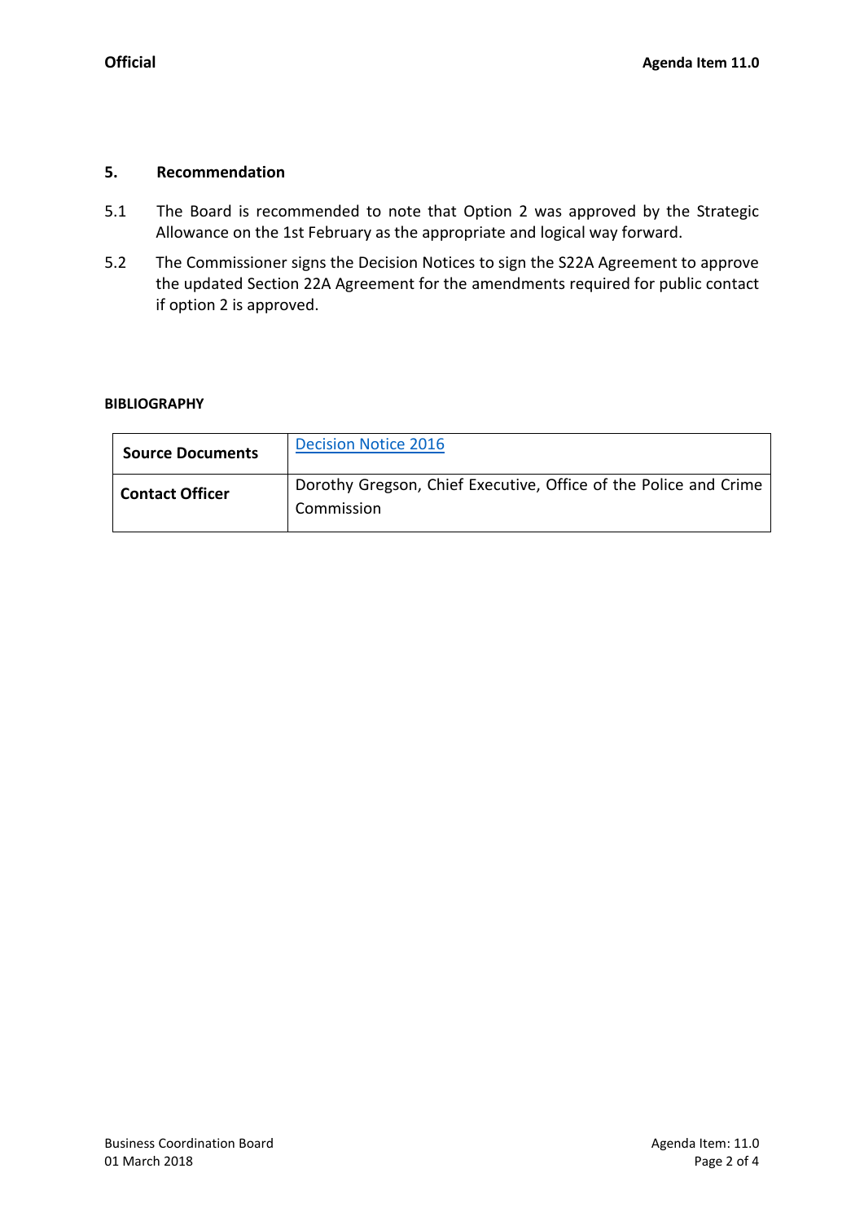## 5. Recommendation

5.1 The Board is recommended to note that Option 2 was approved by the Strategic Allowance on the 1st February as the appropriate and logical way forward.

5.2 The Commissioner signs the Decision Notices to sign the S22A Agreement to approve the updated Section 22A Agreement for the amendments required for public contact if option 2 is approved.

**BIBLIOGRAPHY**

| **Source Documents** | Decision Notice 2016 |
|---|---|
| **Contact Officer** | Dorothy Gregson, Chief Executive, Office of the Police and Crime Commission |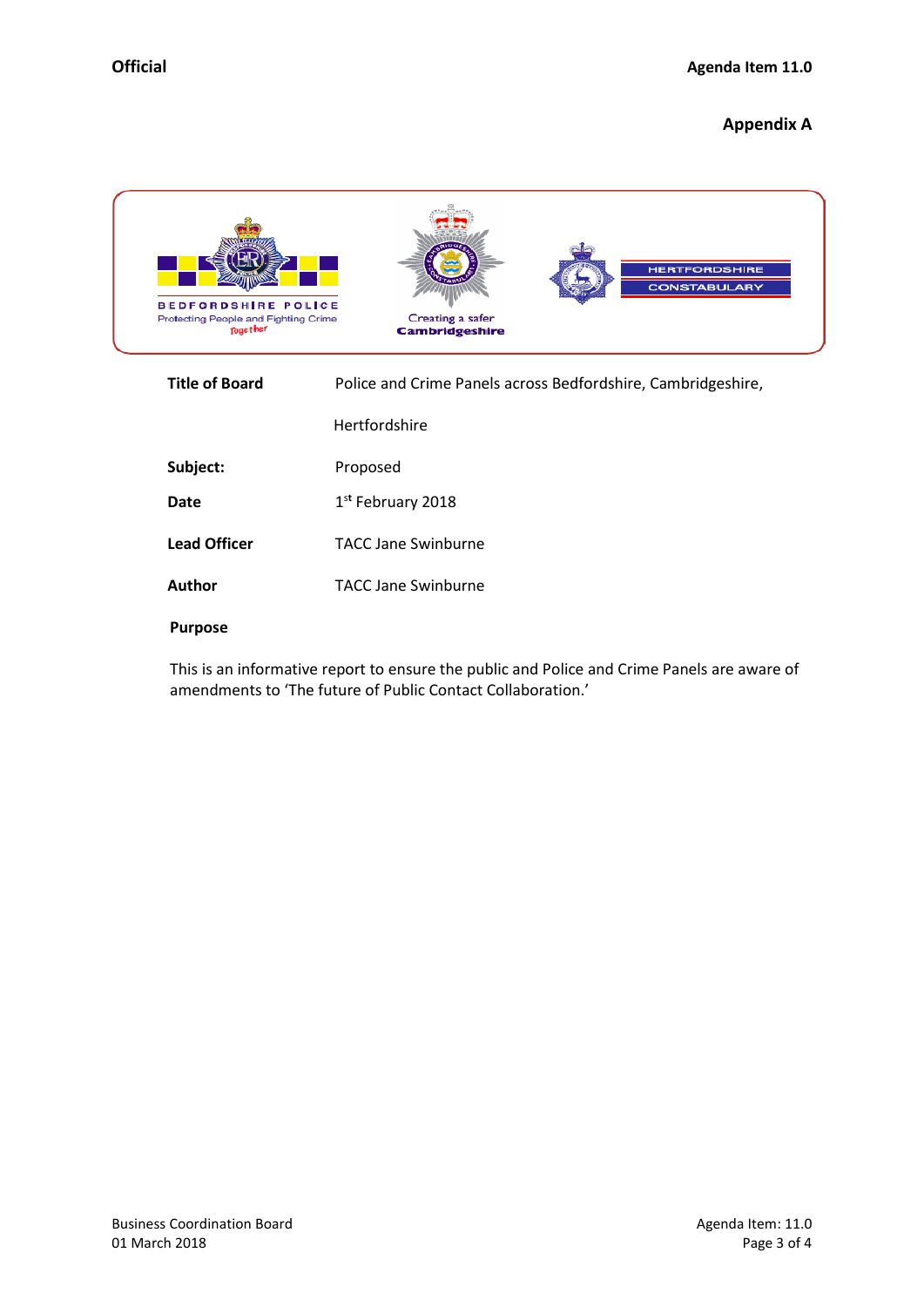**Appendix A**

BEDFORDSHIRE POLICE
Protecting People and Fighting Crime Together

Creating a safer Cambridgeshire

HERTFORDSHIRE CONSTABULARY

| | |
|---|---|
| **Title of Board** | Police and Crime Panels across Bedfordshire, Cambridgeshire, Hertfordshire |
| **Subject:** | Proposed |
| **Date** | 1st February 2018 |
| **Lead Officer** | TACC Jane Swinburne |
| **Author** | TACC Jane Swinburne |

**Purpose**

This is an informative report to ensure the public and Police and Crime Panels are aware of amendments to 'The future of Public Contact Collaboration.'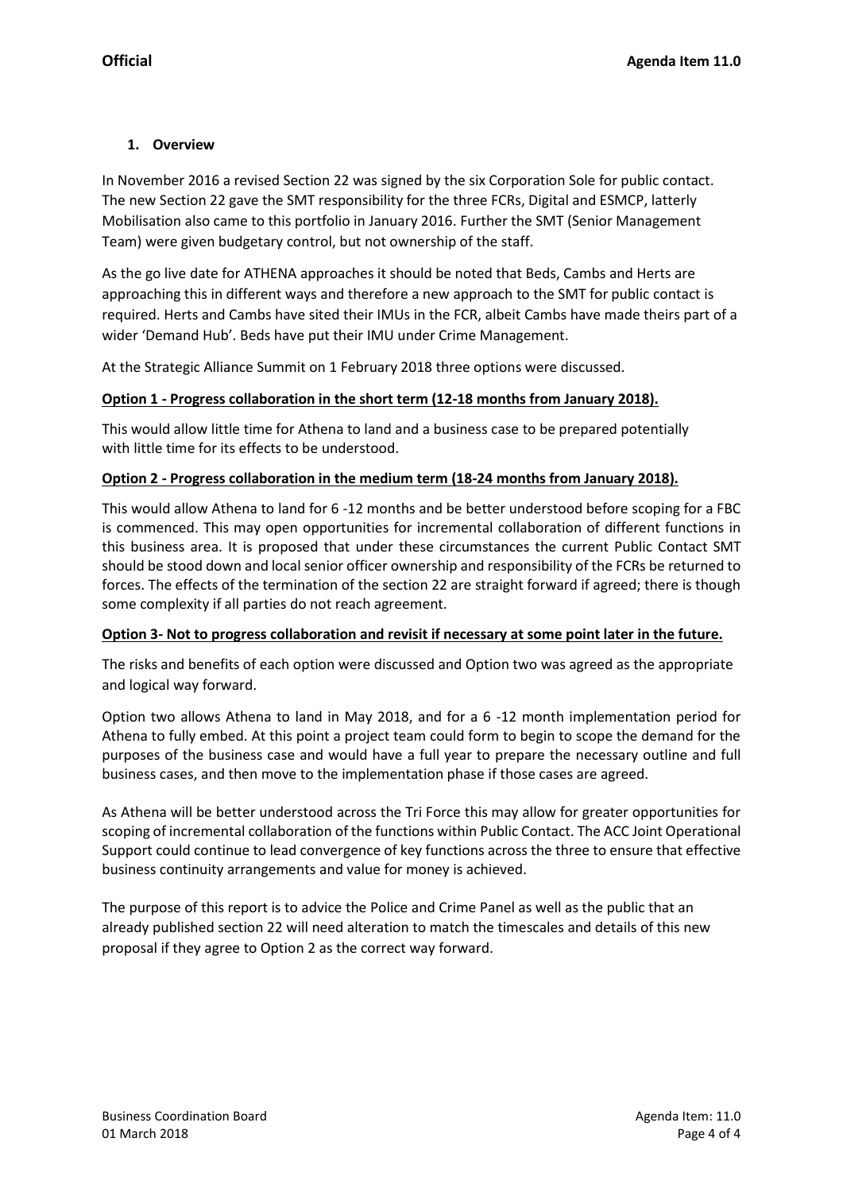## 1. Overview

In November 2016 a revised Section 22 was signed by the six Corporation Sole for public contact. The new Section 22 gave the SMT responsibility for the three FCRs, Digital and ESMCP, latterly Mobilisation also came to this portfolio in January 2016. Further the SMT (Senior Management Team) were given budgetary control, but not ownership of the staff.

As the go live date for ATHENA approaches it should be noted that Beds, Cambs and Herts are approaching this in different ways and therefore a new approach to the SMT for public contact is required. Herts and Cambs have sited their IMUs in the FCR, albeit Cambs have made theirs part of a wider 'Demand Hub'. Beds have put their IMU under Crime Management.

At the Strategic Alliance Summit on 1 February 2018 three options were discussed.

**Option 1 - Progress collaboration in the short term (12-18 months from January 2018).**

This would allow little time for Athena to land and a business case to be prepared potentially with little time for its effects to be understood.

**Option 2 - Progress collaboration in the medium term (18-24 months from January 2018).**

This would allow Athena to land for 6 -12 months and be better understood before scoping for a FBC is commenced. This may open opportunities for incremental collaboration of different functions in this business area. It is proposed that under these circumstances the current Public Contact SMT should be stood down and local senior officer ownership and responsibility of the FCRs be returned to forces. The effects of the termination of the section 22 are straight forward if agreed; there is though some complexity if all parties do not reach agreement.

**Option 3- Not to progress collaboration and revisit if necessary at some point later in the future.**

The risks and benefits of each option were discussed and Option two was agreed as the appropriate and logical way forward.

Option two allows Athena to land in May 2018, and for a 6 -12 month implementation period for Athena to fully embed. At this point a project team could form to begin to scope the demand for the purposes of the business case and would have a full year to prepare the necessary outline and full business cases, and then move to the implementation phase if those cases are agreed.

As Athena will be better understood across the Tri Force this may allow for greater opportunities for scoping of incremental collaboration of the functions within Public Contact. The ACC Joint Operational Support could continue to lead convergence of key functions across the three to ensure that effective business continuity arrangements and value for money is achieved.

The purpose of this report is to advice the Police and Crime Panel as well as the public that an already published section 22 will need alteration to match the timescales and details of this new proposal if they agree to Option 2 as the correct way forward.